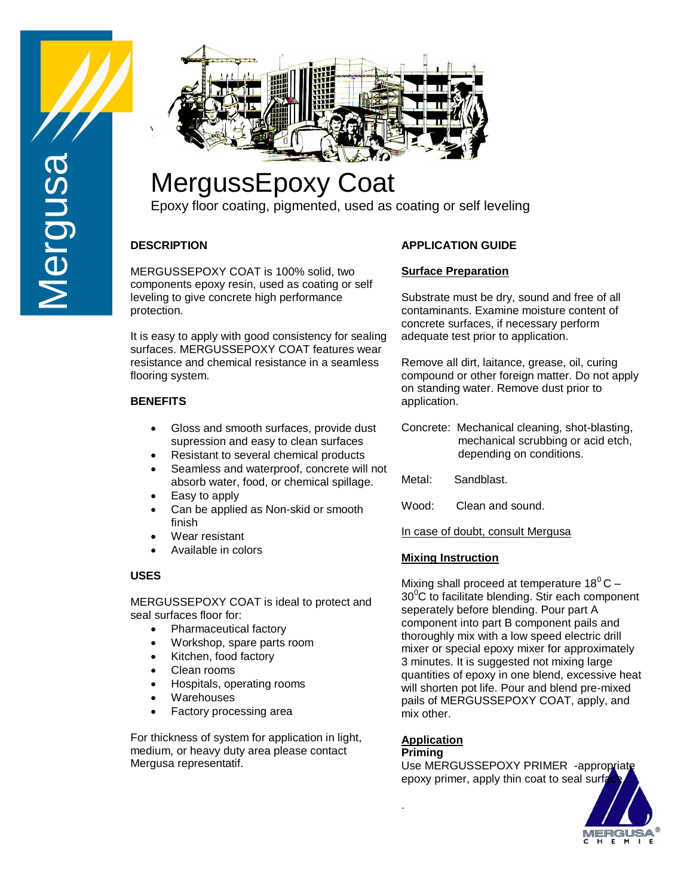# MergussEpoxy Coat

Epoxy floor coating, pigmented, used as coating or self leveling

## DESCRIPTION

MERGUSSEPOXY COAT is 100% solid, two components epoxy resin, used as coating or self leveling to give concrete high performance protection.

It is easy to apply with good consistency for sealing surfaces. MERGUSSEPOXY COAT features wear resistance and chemical resistance in a seamless flooring system.

## BENEFITS

- Gloss and smooth surfaces, provide dust supression and easy to clean surfaces
- Resistant to several chemical products
- Seamless and waterproof, concrete will not absorb water, food, or chemical spillage.
- Easy to apply
- Can be applied as Non-skid or smooth finish
- Wear resistant
- Available in colors

## USES

MERGUSSEPOXY COAT is ideal to protect and seal surfaces floor for:

- Pharmaceutical factory
- Workshop, spare parts room
- Kitchen, food factory
- Clean rooms
- Hospitals, operating rooms
- Warehouses
- Factory processing area

For thickness of system for application in light, medium, or heavy duty area please contact Mergusa representatif.

## APPLICATION GUIDE

### Surface Preparation

Substrate must be dry, sound and free of all contaminants. Examine moisture content of concrete surfaces, if necessary perform adequate test prior to application.

Remove all dirt, laitance, grease, oil, curing compound or other foreign matter. Do not apply on standing water. Remove dust prior to application.

Concrete: Mechanical cleaning, shot-blasting, mechanical scrubbing or acid etch, depending on conditions.

Metal: Sandblast.

Wood: Clean and sound.

In case of doubt, consult Mergusa

### Mixing Instruction

Mixing shall proceed at temperature $18^0$C – $30^0$C to facilitate blending. Stir each component seperately before blending. Pour part A component into part B component pails and thoroughly mix with a low speed electric drill mixer or special epoxy mixer for approximately 3 minutes. It is suggested not mixing large quantities of epoxy in one blend, excessive heat will shorten pot life. Pour and blend pre-mixed pails of MERGUSSEPOXY COAT, apply, and mix other.

### Application

**Priming**

Use MERGUSSEPOXY PRIMER -appropriate epoxy primer, apply thin coat to seal surface.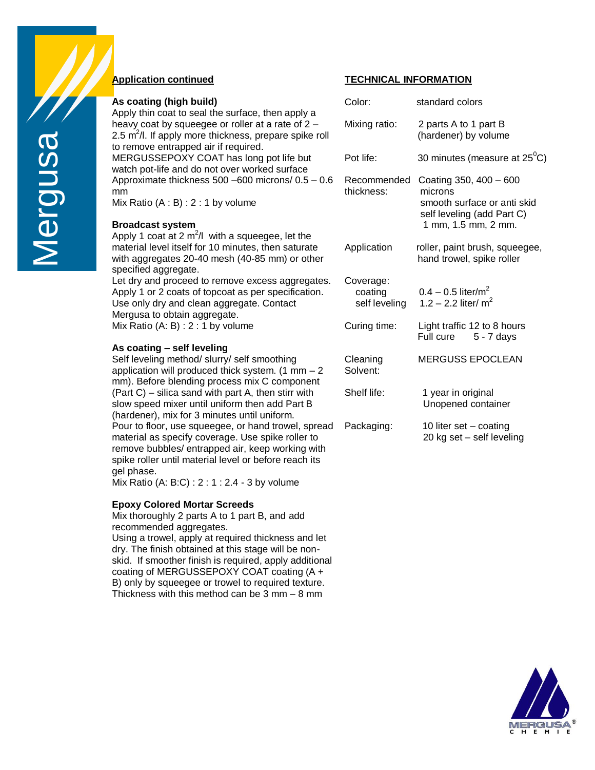## Application continued

### As coating (high build)

Apply thin coat to seal the surface, then apply a heavy coat by squeegee or roller at a rate of 2 – 2.5 $m^2$/l. If apply more thickness, prepare spike roll to remove entrapped air if required.
MERGUSSEPOXY COAT has long pot life but watch pot-life and do not over worked surface
Approximate thickness 500 –600 microns/ 0.5 – 0.6 mm
Mix Ratio (A : B) : 2 : 1 by volume

### Broadcast system

Apply 1 coat at 2 $m^2$/l with a squeegee, let the material level itself for 10 minutes, then saturate with aggregates 20-40 mesh (40-85 mm) or other specified aggregate.
Let dry and proceed to remove excess aggregates. Apply 1 or 2 coats of topcoat as per specification. Use only dry and clean aggregate. Contact Mergusa to obtain aggregate.
Mix Ratio (A: B) : 2 : 1 by volume

### As coating – self leveling

Self leveling method/ slurry/ self smoothing application will produced thick system. (1 mm – 2 mm). Before blending process mix C component (Part C) – silica sand with part A, then stirr with slow speed mixer until uniform then add Part B (hardener), mix for 3 minutes until uniform.
Pour to floor, use squeegee, or hand trowel, spread material as specify coverage. Use spike roller to remove bubbles/ entrapped air, keep working with spike roller until material level or before reach its gel phase.
Mix Ratio (A: B:C) : 2 : 1 : 2.4 - 3 by volume

### Epoxy Colored Mortar Screeds

Mix thoroughly 2 parts A to 1 part B, and add recommended aggregates.
Using a trowel, apply at required thickness and let dry. The finish obtained at this stage will be non-skid. If smoother finish is required, apply additional coating of MERGUSSEPOXY COAT coating (A + B) only by squeegee or trowel to required texture.
Thickness with this method can be 3 mm – 8 mm

## TECHNICAL INFORMATION

| | |
|---|---|
| Color: | standard colors |
| Mixing ratio: | 2 parts A to 1 part B (hardener) by volume |
| Pot life: | 30 minutes (measure at 25$^0$C) |
| Recommended thickness: | Coating 350, 400 – 600 microns<br>smooth surface or anti skid<br>self leveling (add Part C)<br>1 mm, 1.5 mm, 2 mm. |
| Application | roller, paint brush, squeegee, hand trowel, spike roller |
| Coverage:<br>coating<br>self leveling | <br>0.4 – 0.5 liter/$m^2$<br>1.2 – 2.2 liter/ $m^2$ |
| Curing time: | Light traffic 12 to 8 hours<br>Full cure 5 - 7 days |
| Cleaning Solvent: | MERGUSS EPOCLEAN |
| Shelf life: | 1 year in original Unopened container |
| Packaging: | 10 liter set – coating<br>20 kg set – self leveling |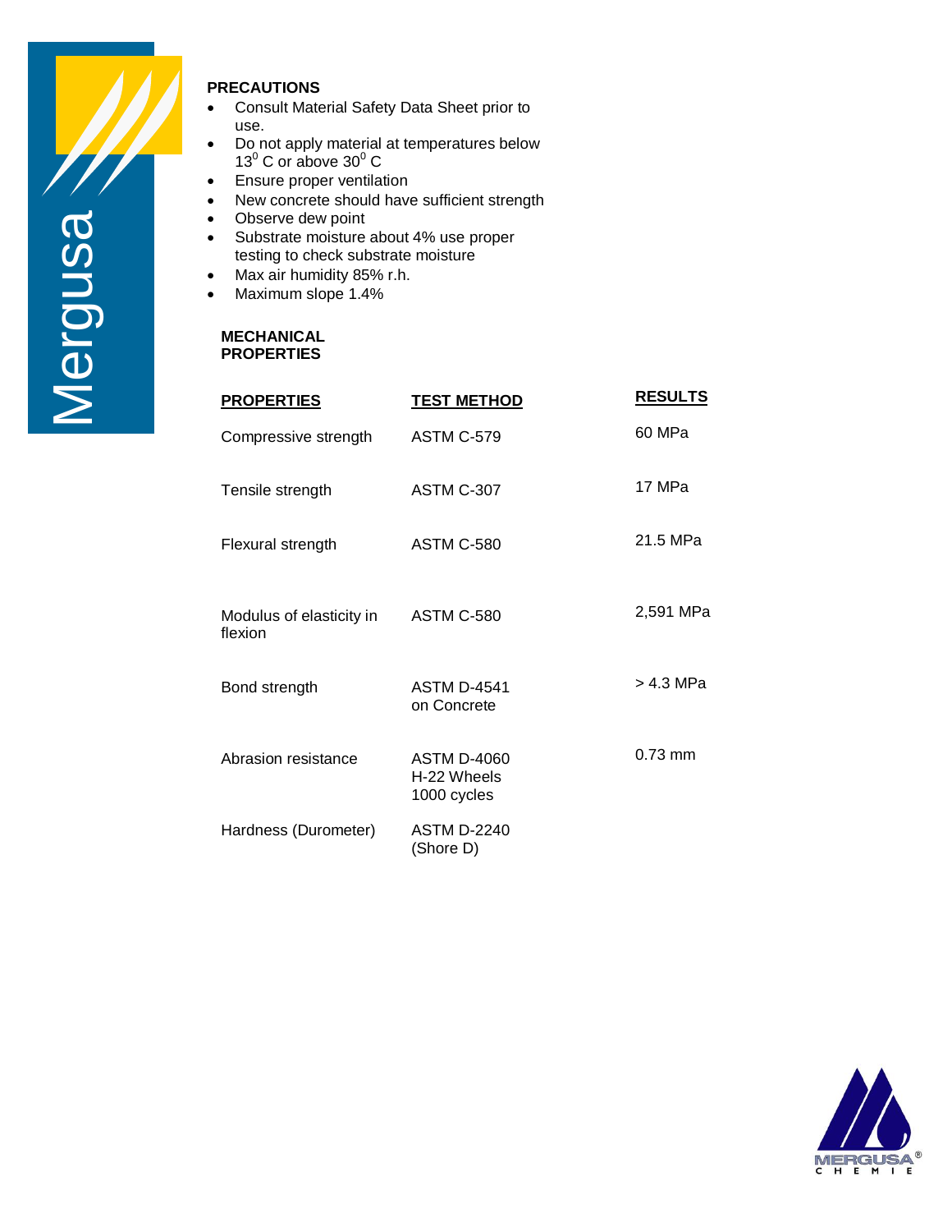## PRECAUTIONS

- Consult Material Safety Data Sheet prior to use.
- Do not apply material at temperatures below $13^0$ C or above $30^0$ C
- Ensure proper ventilation
- New concrete should have sufficient strength
- Observe dew point
- Substrate moisture about 4% use proper testing to check substrate moisture
- Max air humidity 85% r.h.
- Maximum slope 1.4%

## MECHANICAL PROPERTIES

| PROPERTIES | TEST METHOD | RESULTS |
|---|---|---|
| Compressive strength | ASTM C-579 | 60 MPa |
| Tensile strength | ASTM C-307 | 17 MPa |
| Flexural strength | ASTM C-580 | 21.5 MPa |
| Modulus of elasticity in flexion | ASTM C-580 | 2,591 MPa |
| Bond strength | ASTM D-4541 on Concrete | > 4.3 MPa |
| Abrasion resistance | ASTM D-4060 H-22 Wheels 1000 cycles | 0.73 mm |
| Hardness (Durometer) | ASTM D-2240 (Shore D) | |